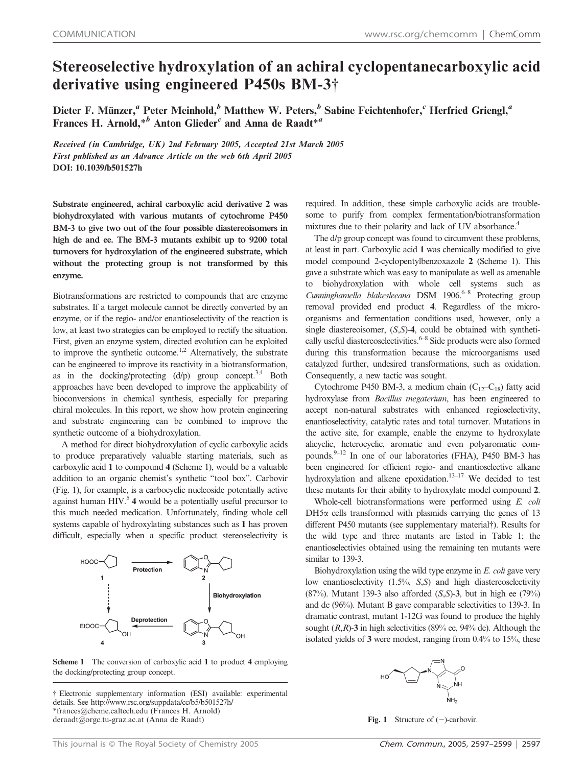# Stereoselective hydroxylation of an achiral cyclopentanecarboxylic acid derivative using engineered P450s BM-3†

Dieter F. Münzer,[a] Peter Meinhold,[b] Matthew W. Peters,[b] Sabine Feichtenhofer,[c] Herfried Griengl,[a] Frances H. Arnold,*[b] Anton Glieder[c] and Anna de Raadt*[a]

*Received (in Cambridge, UK) 2nd February 2005, Accepted 21st March 2005*
*First published as an Advance Article on the web 6th April 2005*
**DOI: 10.1039/b501527h**

**Substrate engineered, achiral carboxylic acid derivative 2 was biohydroxylated with various mutants of cytochrome P450 BM-3 to give two out of the four possible diastereoisomers in high de and ee. The BM-3 mutants exhibit up to 9200 total turnovers for hydroxylation of the engineered substrate, which without the protecting group is not transformed by this enzyme.**

Biotransformations are restricted to compounds that are enzyme substrates. If a target molecule cannot be directly converted by an enzyme, or if the regio- and/or enantioselectivity of the reaction is low, at least two strategies can be employed to rectify the situation. First, given an enzyme system, directed evolution can be exploited to improve the synthetic outcome.[1,2] Alternatively, the substrate can be engineered to improve its reactivity in a biotransformation, as in the docking/protecting (d/p) group concept.[3,4] Both approaches have been developed to improve the applicability of bioconversions in chemical synthesis, especially for preparing chiral molecules. In this report, we show how protein engineering and substrate engineering can be combined to improve the synthetic outcome of a biohydroxylation.

A method for direct biohydroxylation of cyclic carboxylic acids to produce preparatively valuable starting materials, such as carboxylic acid **1** to compound **4** (Scheme 1), would be a valuable addition to an organic chemist's synthetic "tool box". Carbovir (Fig. 1), for example, is a carbocyclic nucleoside potentially active against human HIV.[5] **4** would be a potentially useful precursor to this much needed medication. Unfortunately, finding whole cell systems capable of hydroxylating substances such as **1** has proven difficult, especially when a specific product stereoselectivity is required. In addition, these simple carboxylic acids are troublesome to purify from complex fermentation/biotransformation mixtures due to their polarity and lack of UV absorbance.[4]

**Scheme 1** The conversion of carboxylic acid **1** to product **4** employing the docking/protecting group concept.

The d/p group concept was found to circumvent these problems, at least in part. Carboxylic acid **1** was chemically modified to give model compound 2-cyclopentylbenzoxazole **2** (Scheme 1). This gave a substrate which was easy to manipulate as well as amenable to biohydroxylation with whole cell systems such as *Cunninghamella blakesleeana* DSM 1906.[6–8] Protecting group removal provided end product **4**. Regardless of the microorganisms and fermentation conditions used, however, only a single diastereoisomer, (*S*,*S*)-**4**, could be obtained with synthetically useful diastereoselectivities.[6–8] Side products were also formed during this transformation because the microorganisms used catalyzed further, undesired transformations, such as oxidation. Consequently, a new tactic was sought.

Cytochrome P450 BM-3, a medium chain ($C_{12}$–$C_{18}$) fatty acid hydroxylase from *Bacillus megaterium*, has been engineered to accept non-natural substrates with enhanced regioselectivity, enantioselectivity, catalytic rates and total turnover. Mutations in the active site, for example, enable the enzyme to hydroxylate alicyclic, heterocyclic, aromatic and even polyaromatic compounds.[9–12] In one of our laboratories (FHA), P450 BM-3 has been engineered for efficient regio- and enantioselective alkane hydroxylation and alkene epoxidation.[13–17] We decided to test these mutants for their ability to hydroxylate model compound **2**.

Whole-cell biotransformations were performed using *E. coli* DH5α cells transformed with plasmids carrying the genes of 13 different P450 mutants (see supplementary material†). Results for the wild type and three mutants are listed in Table 1; the enantioselectivies obtained using the remaining ten mutants were similar to 139-3.

Biohydroxylation using the wild type enzyme in *E. coli* gave very low enantioselectivity (1.5%, *S*,*S*) and high diastereoselectivity (87%). Mutant 139-3 also afforded (*S*,*S*)-**3**, but in high ee (79%) and de (96%). Mutant B gave comparable selectivities to 139-3. In dramatic contrast, mutant 1-12G was found to produce the highly sought (*R*,*R*)-**3** in high selectivities (89% ee, 94% de). Although the isolated yields of **3** were modest, ranging from 0.4% to 15%, these

**Fig. 1** Structure of (−)-carbovir.

† Electronic supplementary information (ESI) available: experimental details. See http://www.rsc.org/suppdata/cc/b5/b501527h/
*frances@cheme.caltech.edu (Frances H. Arnold)
deraadt@orgc.tu-graz.ac.at (Anna de Raadt)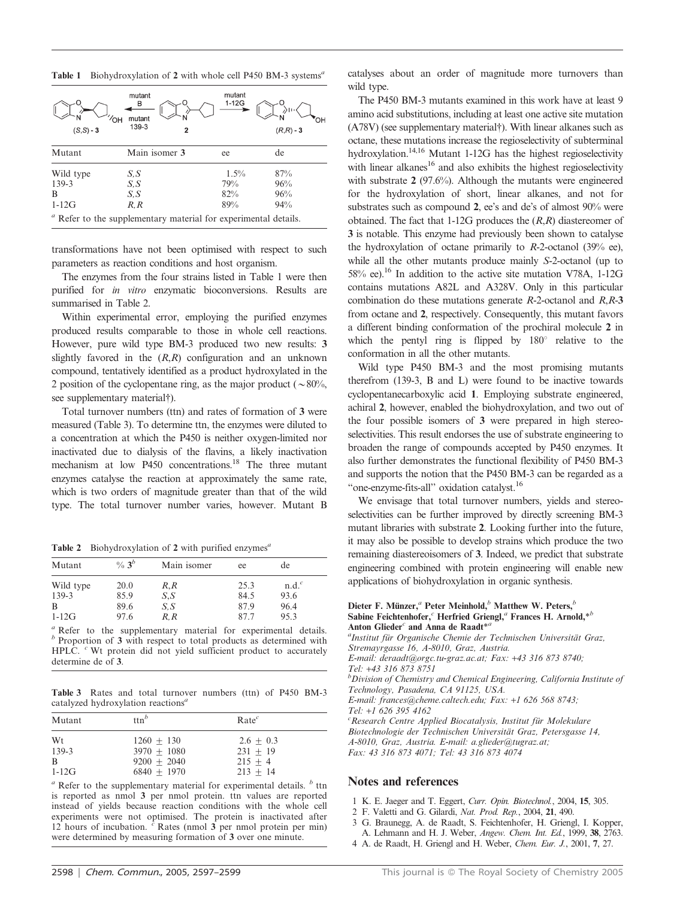**Table 1** Biohydroxylation of **2** with whole cell P450 BM-3 systems[a]

(S,S)-3 ← mutant B / mutant 139-3 — **2** — mutant 1-12G → (R,R)-3

| Mutant | Main isomer 3 | ee | de |
|---|---|---|---|
| Wild type | S,S | 1.5% | 87% |
| 139-3 | S,S | 79% | 96% |
| B | S,S | 82% | 96% |
| 1-12G | R,R | 89% | 94% |

[a] Refer to the supplementary material for experimental details.

transformations have not been optimised with respect to such parameters as reaction conditions and host organism.

The enzymes from the four strains listed in Table 1 were then purified for *in vitro* enzymatic bioconversions. Results are summarised in Table 2.

Within experimental error, employing the purified enzymes produced results comparable to those in whole cell reactions. However, pure wild type BM-3 produced two new results: **3** slightly favored in the (*R*,*R*) configuration and an unknown compound, tentatively identified as a product hydroxylated in the 2 position of the cyclopentane ring, as the major product (~80%, see supplementary material†).

Total turnover numbers (ttn) and rates of formation of **3** were measured (Table 3). To determine ttn, the enzymes were diluted to a concentration at which the P450 is neither oxygen-limited nor inactivated due to dialysis of the flavins, a likely inactivation mechanism at low P450 concentrations.[18] The three mutant enzymes catalyse the reaction at approximately the same rate, which is two orders of magnitude greater than that of the wild type. The total turnover number varies, however. Mutant B

**Table 2** Biohydroxylation of **2** with purified enzymes[a]

| Mutant | % 3[b] | Main isomer | ee | de |
|---|---|---|---|---|
| Wild type | 20.0 | R,R | 25.3 | n.d.[c] |
| 139-3 | 85.9 | S,S | 84.5 | 93.6 |
| B | 89.6 | S,S | 87.9 | 96.4 |
| 1-12G | 97.6 | R,R | 87.7 | 95.3 |

[a] Refer to the supplementary material for experimental details. [b] Proportion of **3** with respect to total products as determined with HPLC. [c] Wt protein did not yield sufficient product to accurately determine de of **3**.

**Table 3** Rates and total turnover numbers (ttn) of P450 BM-3 catalyzed hydroxylation reactions[a]

| Mutant | ttn[b] | Rate[c] |
|---|---|---|
| Wt | 1260 ± 130 | 2.6 ± 0.3 |
| 139-3 | 3970 ± 1080 | 231 ± 19 |
| B | 9200 ± 2040 | 215 ± 4 |
| 1-12G | 6840 ± 1970 | 213 ± 14 |

[a] Refer to the supplementary material for experimental details. [b] ttn is reported as nmol **3** per nmol protein. ttn values are reported instead of yields because reaction conditions with the whole cell experiments were not optimised. The protein is inactivated after 12 hours of incubation. [c] Rates (nmol **3** per nmol protein per min) were determined by measuring formation of **3** over one minute.

catalyses about an order of magnitude more turnovers than wild type.

The P450 BM-3 mutants examined in this work have at least 9 amino acid substitutions, including at least one active site mutation (A78V) (see supplementary material†). With linear alkanes such as octane, these mutations increase the regioselectivity of subterminal hydroxylation.[14,16] Mutant 1-12G has the highest regioselectivity with linear alkanes[16] and also exhibits the highest regioselectivity with substrate **2** (97.6%). Although the mutants were engineered for the hydroxylation of short, linear alkanes, and not for substrates such as compound **2**, ee's and de's of almost 90% were obtained. The fact that 1-12G produces the (*R*,*R*) diastereomer of **3** is notable. This enzyme had previously been shown to catalyse the hydroxylation of octane primarily to *R*-2-octanol (39% ee), while all the other mutants produce mainly *S*-2-octanol (up to 58% ee).[16] In addition to the active site mutation V78A, 1-12G contains mutations A82L and A328V. Only in this particular combination do these mutations generate *R*-2-octanol and *R*,*R*-**3** from octane and **2**, respectively. Consequently, this mutant favors a different binding conformation of the prochiral molecule **2** in which the pentyl ring is flipped by 180° relative to the conformation in all the other mutants.

Wild type P450 BM-3 and the most promising mutants therefrom (139-3, B and L) were found to be inactive towards cyclopentanecarboxylic acid **1**. Employing substrate engineered, achiral **2**, however, enabled the biohydroxylation, and two out of the four possible isomers of **3** were prepared in high stereoselectivities. This result endorses the use of substrate engineering to broaden the range of compounds accepted by P450 enzymes. It also further demonstrates the functional flexibility of P450 BM-3 and supports the notion that the P450 BM-3 can be regarded as a "one-enzyme-fits-all" oxidation catalyst.[16]

We envisage that total turnover numbers, yields and stereoselectivities can be further improved by directly screening BM-3 mutant libraries with substrate **2**. Looking further into the future, it may also be possible to develop strains which produce the two remaining diastereoisomers of **3**. Indeed, we predict that substrate engineering combined with protein engineering will enable new applications of biohydroxylation in organic synthesis.

**Dieter F. Münzer,**[a] **Peter Meinhold,**[b] **Matthew W. Peters,**[b] **Sabine Feichtenhofer,**[c] **Herfried Griengl,**[a] **Frances H. Arnold,***[b] **Anton Glieder**[c] **and Anna de Raadt***[a]

[a]*Institut für Organische Chemie der Technischen Universität Graz, Stremayrgasse 16, A-8010, Graz, Austria. E-mail: deraadt@orgc.tu-graz.ac.at; Fax: +43 316 873 8740; Tel: +43 316 873 8751*
[b]*Division of Chemistry and Chemical Engineering, California Institute of Technology, Pasadena, CA 91125, USA. E-mail: frances@cheme.caltech.edu; Fax: +1 626 568 8743; Tel: +1 626 395 4162*
[c]*Research Centre Applied Biocatalysis, Institut für Molekulare Biotechnologie der Technischen Universität Graz, Petersgasse 14, A-8010, Graz, Austria. E-mail: a.glieder@tugraz.at; Fax: 43 316 873 4071; Tel: 43 316 873 4074*

## Notes and references

1 K. E. Jaeger and T. Eggert, *Curr. Opin. Biotechnol.*, 2004, **15**, 305.
2 F. Valetti and G. Gilardi, *Nat. Prod. Rep.*, 2004, **21**, 490.
3 G. Braunegg, A. de Raadt, S. Feichtenhofer, H. Griengl, I. Kopper, A. Lehmann and H. J. Weber, *Angew. Chem. Int. Ed.*, 1999, **38**, 2763.
4 A. de Raadt, H. Griengl and H. Weber, *Chem. Eur. J.*, 2001, **7**, 27.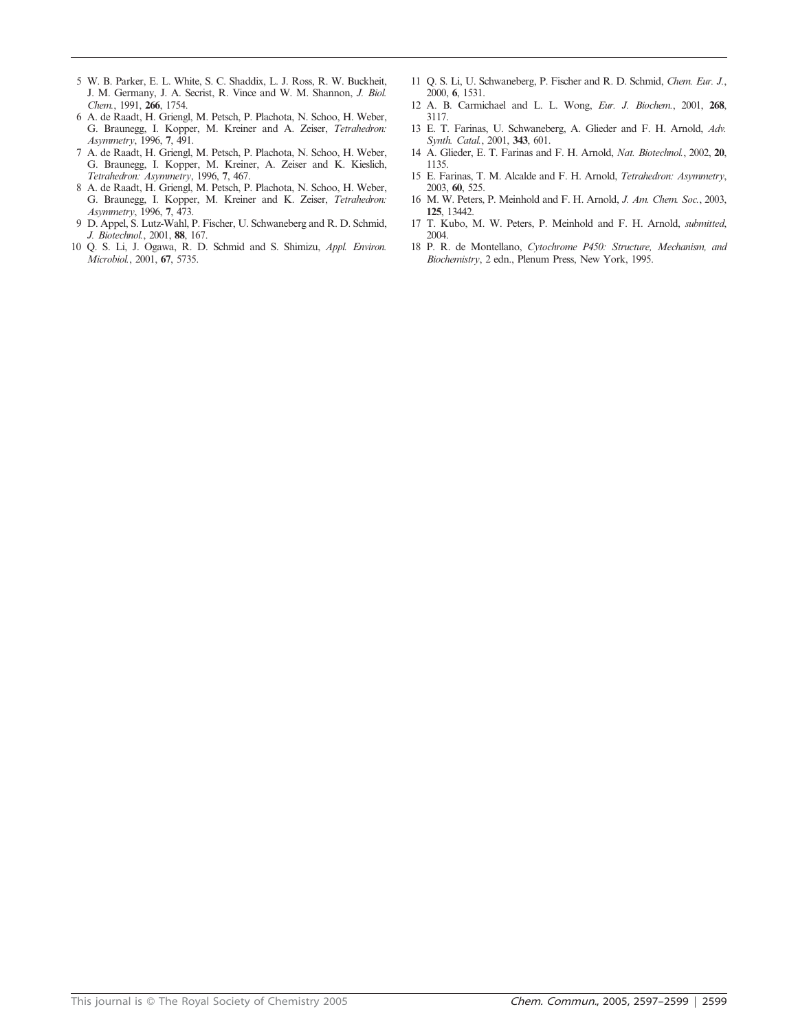5 W. B. Parker, E. L. White, S. C. Shaddix, L. J. Ross, R. W. Buckheit, J. M. Germany, J. A. Secrist, R. Vince and W. M. Shannon, *J. Biol. Chem.*, 1991, **266**, 1754.

6 A. de Raadt, H. Griengl, M. Petsch, P. Plachota, N. Schoo, H. Weber, G. Braunegg, I. Kopper, M. Kreiner and A. Zeiser, *Tetrahedron: Asymmetry*, 1996, **7**, 491.

7 A. de Raadt, H. Griengl, M. Petsch, P. Plachota, N. Schoo, H. Weber, G. Braunegg, I. Kopper, M. Kreiner, A. Zeiser and K. Kieslich, *Tetrahedron: Asymmetry*, 1996, **7**, 467.

8 A. de Raadt, H. Griengl, M. Petsch, P. Plachota, N. Schoo, H. Weber, G. Braunegg, I. Kopper, M. Kreiner and K. Zeiser, *Tetrahedron: Asymmetry*, 1996, **7**, 473.

9 D. Appel, S. Lutz-Wahl, P. Fischer, U. Schwaneberg and R. D. Schmid, *J. Biotechnol.*, 2001, **88**, 167.

10 Q. S. Li, J. Ogawa, R. D. Schmid and S. Shimizu, *Appl. Environ. Microbiol.*, 2001, **67**, 5735.

11 Q. S. Li, U. Schwaneberg, P. Fischer and R. D. Schmid, *Chem. Eur. J.*, 2000, **6**, 1531.

12 A. B. Carmichael and L. L. Wong, *Eur. J. Biochem.*, 2001, **268**, 3117.

13 E. T. Farinas, U. Schwaneberg, A. Glieder and F. H. Arnold, *Adv. Synth. Catal.*, 2001, **343**, 601.

14 A. Glieder, E. T. Farinas and F. H. Arnold, *Nat. Biotechnol.*, 2002, **20**, 1135.

15 E. Farinas, T. M. Alcalde and F. H. Arnold, *Tetrahedron: Asymmetry*, 2003, **60**, 525.

16 M. W. Peters, P. Meinhold and F. H. Arnold, *J. Am. Chem. Soc.*, 2003, **125**, 13442.

17 T. Kubo, M. W. Peters, P. Meinhold and F. H. Arnold, *submitted*, 2004.

18 P. R. de Montellano, *Cytochrome P450: Structure, Mechanism, and Biochemistry*, 2 edn., Plenum Press, New York, 1995.